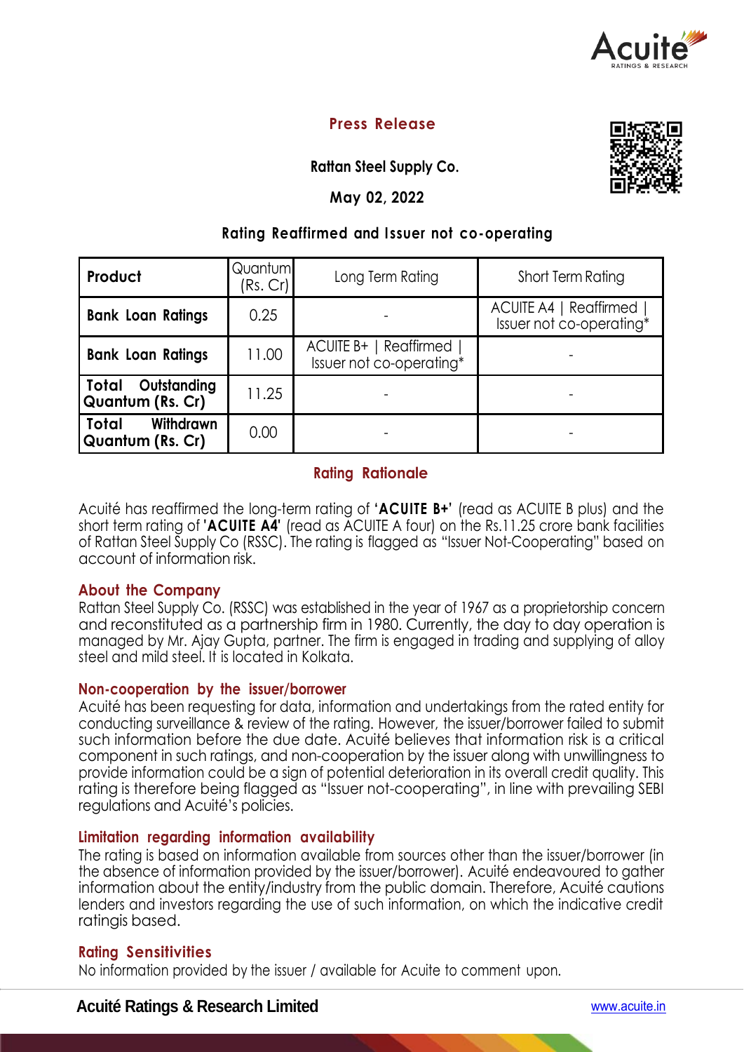## Press Release

**Rattan Steel Supply Co.**

**May 02, 2022**

### Rating Reaffirmed and Issuer not co-operating

| Product | Quantum (Rs. Cr) | Long Term Rating | Short Term Rating |
|---|---|---|---|
| **Bank Loan Ratings** | 0.25 | - | ACUITE A4 \| Reaffirmed \| Issuer not co-operating* |
| **Bank Loan Ratings** | 11.00 | ACUITE B+ \| Reaffirmed \| Issuer not co-operating* | - |
| **Total Outstanding Quantum (Rs. Cr)** | 11.25 | - | - |
| **Total Withdrawn Quantum (Rs. Cr)** | 0.00 | - | - |

## Rating Rationale

Acuité has reaffirmed the long-term rating of **'ACUITE B+'** (read as ACUITE B plus) and the short term rating of **'ACUITE A4'** (read as ACUITE A four) on the Rs.11.25 crore bank facilities of Rattan Steel Supply Co (RSSC). The rating is flagged as "Issuer Not-Cooperating" based on account of information risk.

## About the Company

Rattan Steel Supply Co. (RSSC) was established in the year of 1967 as a proprietorship concern and reconstituted as a partnership firm in 1980. Currently, the day to day operation is managed by Mr. Ajay Gupta, partner. The firm is engaged in trading and supplying of alloy steel and mild steel. It is located in Kolkata.

## Non-cooperation by the issuer/borrower

Acuité has been requesting for data, information and undertakings from the rated entity for conducting surveillance & review of the rating. However, the issuer/borrower failed to submit such information before the due date. Acuité believes that information risk is a critical component in such ratings, and non-cooperation by the issuer along with unwillingness to provide information could be a sign of potential deterioration in its overall credit quality. This rating is therefore being flagged as "Issuer not-cooperating", in line with prevailing SEBI regulations and Acuité's policies.

## Limitation regarding information availability

The rating is based on information available from sources other than the issuer/borrower (in the absence of information provided by the issuer/borrower). Acuité endeavoured to gather information about the entity/industry from the public domain. Therefore, Acuité cautions lenders and investors regarding the use of such information, on which the indicative credit ratingis based.

## Rating Sensitivities

No information provided by the issuer / available for Acuite to comment upon.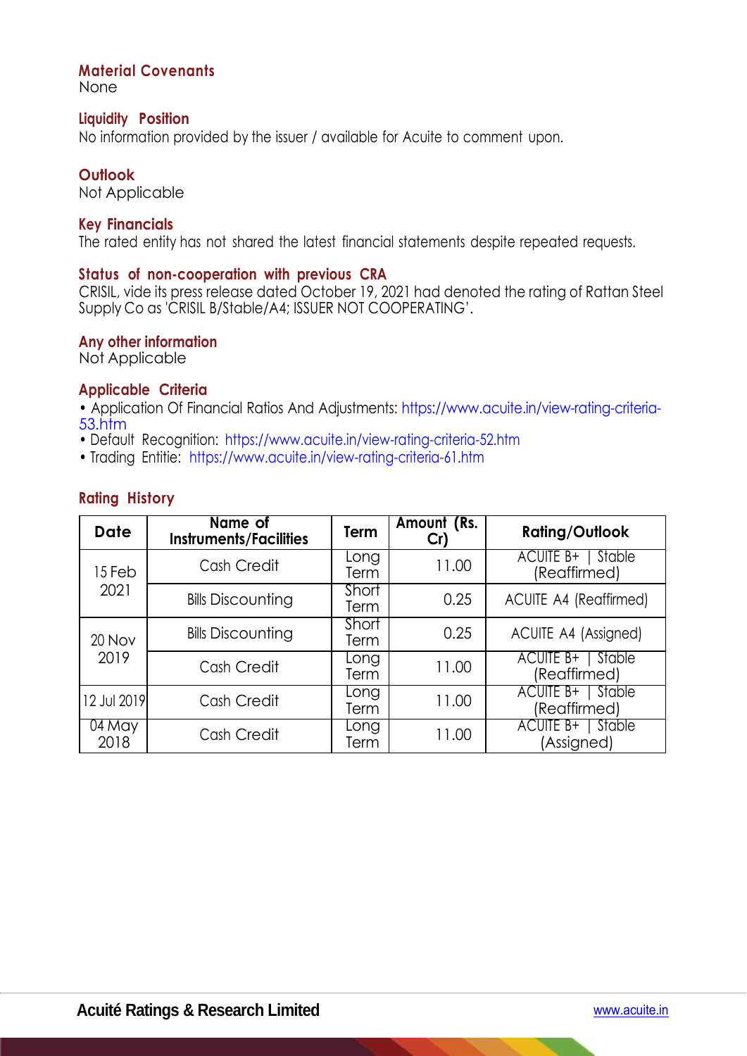### Material Covenants
None

### Liquidity Position
No information provided by the issuer / available for Acuite to comment upon.

### Outlook
Not Applicable

### Key Financials
The rated entity has not shared the latest financial statements despite repeated requests.

### Status of non-cooperation with previous CRA
CRISIL, vide its press release dated October 19, 2021 had denoted the rating of Rattan Steel Supply Co as 'CRISIL B/Stable/A4; ISSUER NOT COOPERATING'.

### Any other information
Not Applicable

### Applicable Criteria
- Application Of Financial Ratios And Adjustments: https://www.acuite.in/view-rating-criteria-53.htm
- Default Recognition: https://www.acuite.in/view-rating-criteria-52.htm
- Trading Entitie: https://www.acuite.in/view-rating-criteria-61.htm

### Rating History

| Date | Name of Instruments/Facilities | Term | Amount (Rs. Cr) | Rating/Outlook |
|---|---|---|---|---|
| 15 Feb 2021 | Cash Credit | Long Term | 11.00 | ACUITE B+ \| Stable (Reaffirmed) |
| | Bills Discounting | Short Term | 0.25 | ACUITE A4 (Reaffirmed) |
| 20 Nov 2019 | Bills Discounting | Short Term | 0.25 | ACUITE A4 (Assigned) |
| | Cash Credit | Long Term | 11.00 | ACUITE B+ \| Stable (Reaffirmed) |
| 12 Jul 2019 | Cash Credit | Long Term | 11.00 | ACUITE B+ \| Stable (Reaffirmed) |
| 04 May 2018 | Cash Credit | Long Term | 11.00 | ACUITE B+ \| Stable (Assigned) |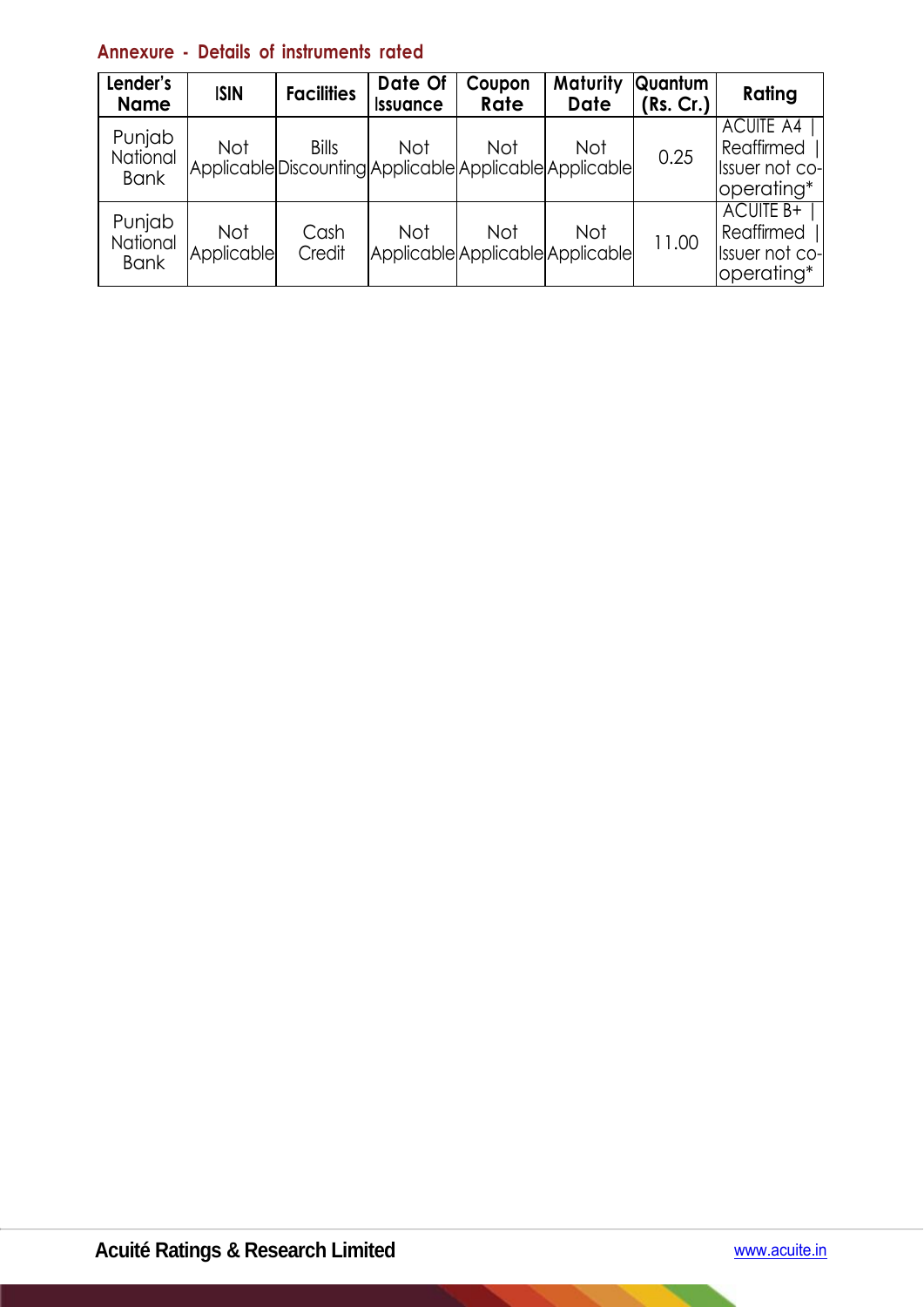## Annexure - Details of instruments rated

| Lender's Name | ISIN | Facilities | Date Of Issuance | Coupon Rate | Maturity Date | Quantum (Rs. Cr.) | Rating |
|---|---|---|---|---|---|---|---|
| Punjab National Bank | Not Applicable | Bills Discounting | Not Applicable | Not Applicable | Not Applicable | 0.25 | ACUITE A4 \| Reaffirmed \| Issuer not co-operating* |
| Punjab National Bank | Not Applicable | Cash Credit | Not Applicable | Not Applicable | Not Applicable | 11.00 | ACUITE B+ \| Reaffirmed \| Issuer not co-operating* |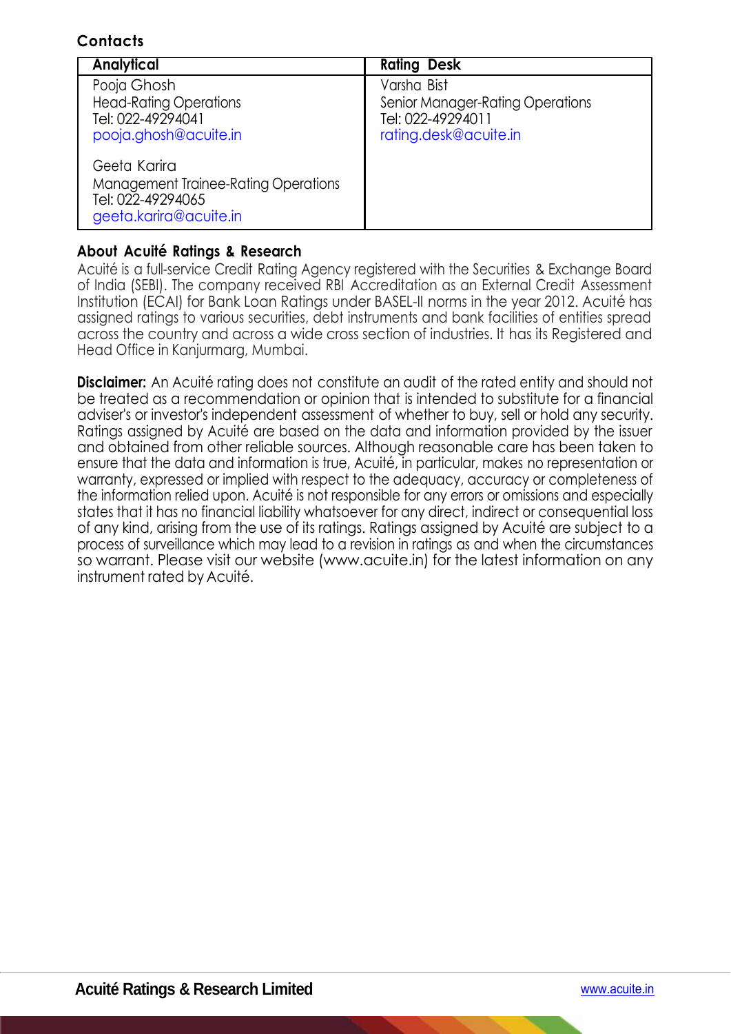### Contacts

| Analytical | Rating Desk |
|---|---|
| Pooja Ghosh<br>Head-Rating Operations<br>Tel: 022-49294041<br>pooja.ghosh@acuite.in<br><br>Geeta Karira<br>Management Trainee-Rating Operations<br>Tel: 022-49294065<br>geeta.karira@acuite.in | Varsha Bist<br>Senior Manager-Rating Operations<br>Tel: 022-49294011<br>rating.desk@acuite.in |

### About Acuité Ratings & Research

Acuité is a full-service Credit Rating Agency registered with the Securities & Exchange Board of India (SEBI). The company received RBI Accreditation as an External Credit Assessment Institution (ECAI) for Bank Loan Ratings under BASEL-II norms in the year 2012. Acuité has assigned ratings to various securities, debt instruments and bank facilities of entities spread across the country and across a wide cross section of industries. It has its Registered and Head Office in Kanjurmarg, Mumbai.

**Disclaimer:** An Acuité rating does not constitute an audit of the rated entity and should not be treated as a recommendation or opinion that is intended to substitute for a financial adviser's or investor's independent assessment of whether to buy, sell or hold any security. Ratings assigned by Acuité are based on the data and information provided by the issuer and obtained from other reliable sources. Although reasonable care has been taken to ensure that the data and information is true, Acuité, in particular, makes no representation or warranty, expressed or implied with respect to the adequacy, accuracy or completeness of the information relied upon. Acuité is not responsible for any errors or omissions and especially states that it has no financial liability whatsoever for any direct, indirect or consequential loss of any kind, arising from the use of its ratings. Ratings assigned by Acuité are subject to a process of surveillance which may lead to a revision in ratings as and when the circumstances so warrant. Please visit our website (www.acuite.in) for the latest information on any instrument rated by Acuité.